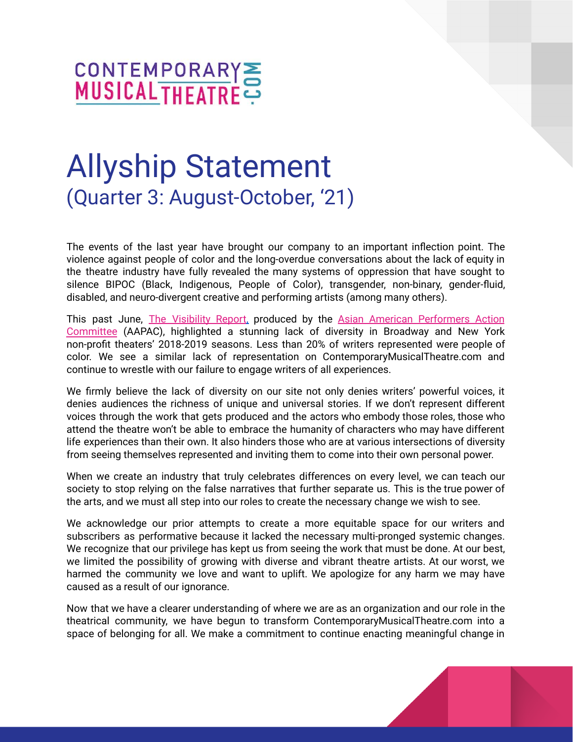CONTEMPORARY MUSICAL THEATRE.COM

# Allyship Statement
## (Quarter 3: August-October, '21)

The events of the last year have brought our company to an important inflection point. The violence against people of color and the long-overdue conversations about the lack of equity in the theatre industry have fully revealed the many systems of oppression that have sought to silence BIPOC (Black, Indigenous, People of Color), transgender, non-binary, gender-fluid, disabled, and neuro-divergent creative and performing artists (among many others).

This past June, [The Visibility Report](), produced by the [Asian American Performers Action Committee]() (AAPAC), highlighted a stunning lack of diversity in Broadway and New York non-profit theaters' 2018-2019 seasons. Less than 20% of writers represented were people of color. We see a similar lack of representation on ContemporaryMusicalTheatre.com and continue to wrestle with our failure to engage writers of all experiences.

We firmly believe the lack of diversity on our site not only denies writers' powerful voices, it denies audiences the richness of unique and universal stories. If we don't represent different voices through the work that gets produced and the actors who embody those roles, those who attend the theatre won't be able to embrace the humanity of characters who may have different life experiences than their own. It also hinders those who are at various intersections of diversity from seeing themselves represented and inviting them to come into their own personal power.

When we create an industry that truly celebrates differences on every level, we can teach our society to stop relying on the false narratives that further separate us. This is the true power of the arts, and we must all step into our roles to create the necessary change we wish to see.

We acknowledge our prior attempts to create a more equitable space for our writers and subscribers as performative because it lacked the necessary multi-pronged systemic changes. We recognize that our privilege has kept us from seeing the work that must be done. At our best, we limited the possibility of growing with diverse and vibrant theatre artists. At our worst, we harmed the community we love and want to uplift. We apologize for any harm we may have caused as a result of our ignorance.

Now that we have a clearer understanding of where we are as an organization and our role in the theatrical community, we have begun to transform ContemporaryMusicalTheatre.com into a space of belonging for all. We make a commitment to continue enacting meaningful change in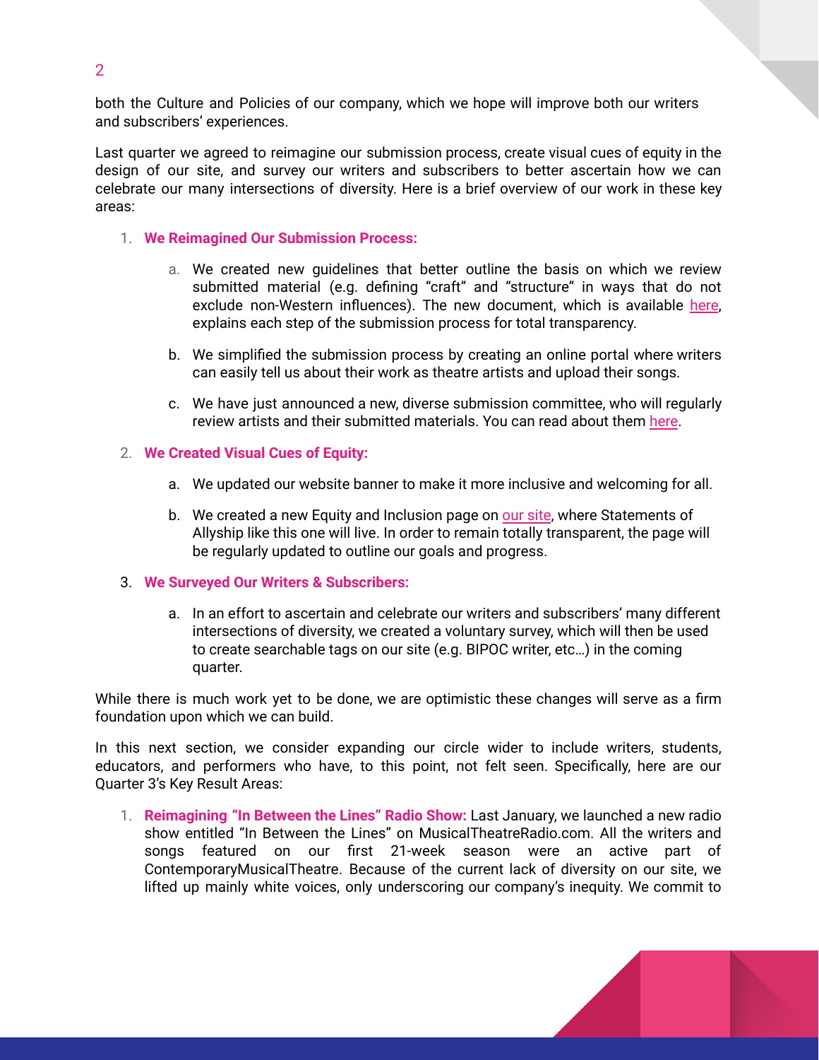both the Culture and Policies of our company, which we hope will improve both our writers and subscribers' experiences.

Last quarter we agreed to reimagine our submission process, create visual cues of equity in the design of our site, and survey our writers and subscribers to better ascertain how we can celebrate our many intersections of diversity. Here is a brief overview of our work in these key areas:

1. **We Reimagined Our Submission Process:**
   a. We created new guidelines that better outline the basis on which we review submitted material (e.g. defining "craft" and "structure" in ways that do not exclude non-Western influences). The new document, which is available here, explains each step of the submission process for total transparency.
   b. We simplified the submission process by creating an online portal where writers can easily tell us about their work as theatre artists and upload their songs.
   c. We have just announced a new, diverse submission committee, who will regularly review artists and their submitted materials. You can read about them here.
2. **We Created Visual Cues of Equity:**
   a. We updated our website banner to make it more inclusive and welcoming for all.
   b. We created a new Equity and Inclusion page on our site, where Statements of Allyship like this one will live. In order to remain totally transparent, the page will be regularly updated to outline our goals and progress.
3. **We Surveyed Our Writers & Subscribers:**
   a. In an effort to ascertain and celebrate our writers and subscribers' many different intersections of diversity, we created a voluntary survey, which will then be used to create searchable tags on our site (e.g. BIPOC writer, etc…) in the coming quarter.

While there is much work yet to be done, we are optimistic these changes will serve as a firm foundation upon which we can build.

In this next section, we consider expanding our circle wider to include writers, students, educators, and performers who have, to this point, not felt seen. Specifically, here are our Quarter 3's Key Result Areas:

1. **Reimagining "In Between the Lines" Radio Show:** Last January, we launched a new radio show entitled "In Between the Lines" on MusicalTheatreRadio.com. All the writers and songs featured on our first 21-week season were an active part of ContemporaryMusicalTheatre. Because of the current lack of diversity on our site, we lifted up mainly white voices, only underscoring our company's inequity. We commit to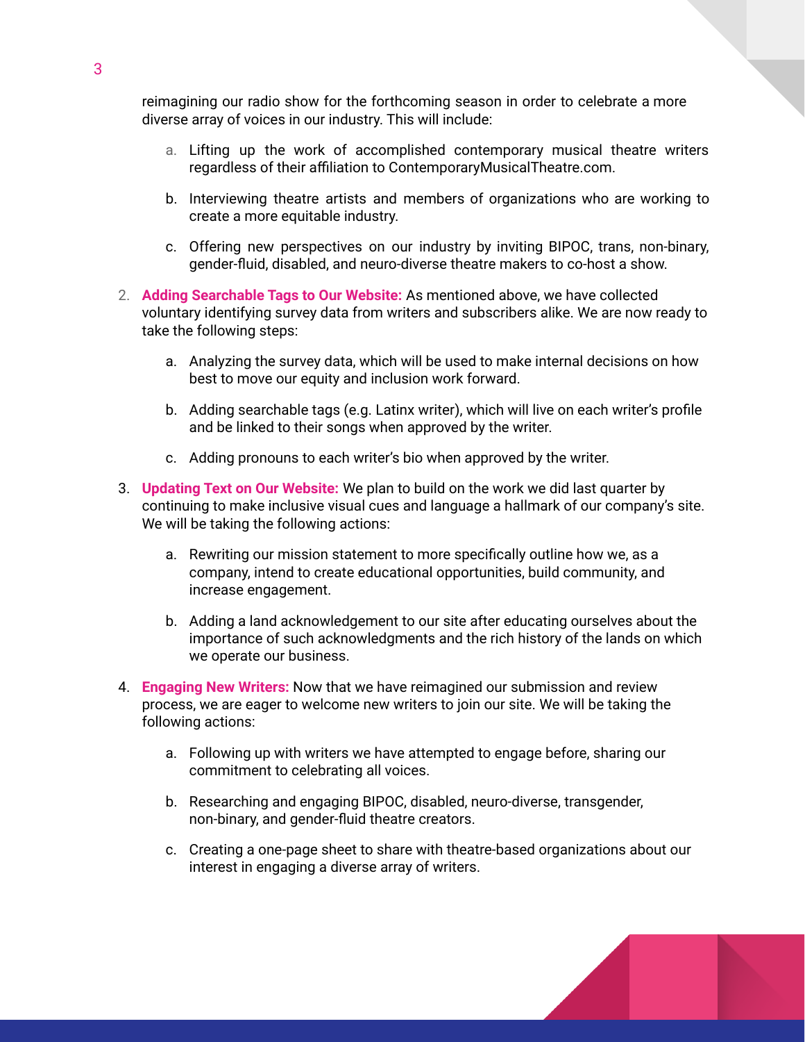reimagining our radio show for the forthcoming season in order to celebrate a more diverse array of voices in our industry. This will include:

   a. Lifting up the work of accomplished contemporary musical theatre writers regardless of their affiliation to ContemporaryMusicalTheatre.com.

   b. Interviewing theatre artists and members of organizations who are working to create a more equitable industry.

   c. Offering new perspectives on our industry by inviting BIPOC, trans, non-binary, gender-fluid, disabled, and neuro-diverse theatre makers to co-host a show.

2. **Adding Searchable Tags to Our Website:** As mentioned above, we have collected voluntary identifying survey data from writers and subscribers alike. We are now ready to take the following steps:

   a. Analyzing the survey data, which will be used to make internal decisions on how best to move our equity and inclusion work forward.

   b. Adding searchable tags (e.g. Latinx writer), which will live on each writer's profile and be linked to their songs when approved by the writer.

   c. Adding pronouns to each writer's bio when approved by the writer.

3. **Updating Text on Our Website:** We plan to build on the work we did last quarter by continuing to make inclusive visual cues and language a hallmark of our company's site. We will be taking the following actions:

   a. Rewriting our mission statement to more specifically outline how we, as a company, intend to create educational opportunities, build community, and increase engagement.

   b. Adding a land acknowledgement to our site after educating ourselves about the importance of such acknowledgments and the rich history of the lands on which we operate our business.

4. **Engaging New Writers:** Now that we have reimagined our submission and review process, we are eager to welcome new writers to join our site. We will be taking the following actions:

   a. Following up with writers we have attempted to engage before, sharing our commitment to celebrating all voices.

   b. Researching and engaging BIPOC, disabled, neuro-diverse, transgender, non-binary, and gender-fluid theatre creators.

   c. Creating a one-page sheet to share with theatre-based organizations about our interest in engaging a diverse array of writers.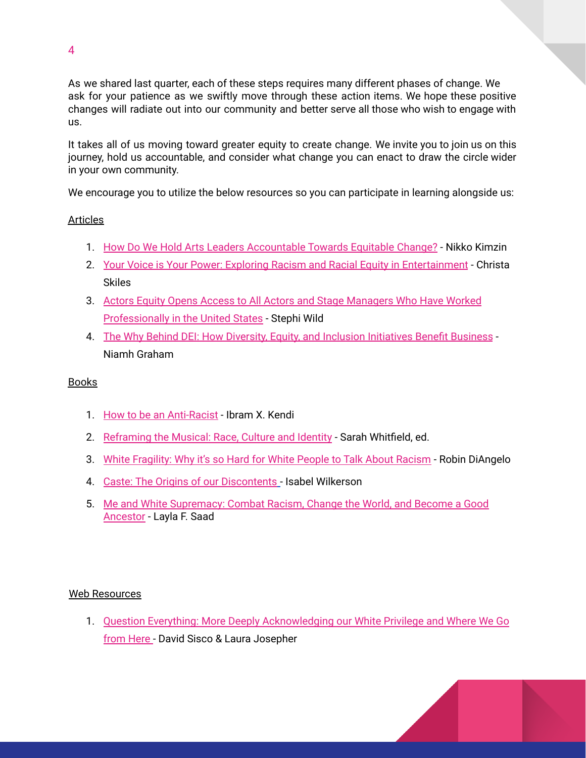As we shared last quarter, each of these steps requires many different phases of change. We ask for your patience as we swiftly move through these action items. We hope these positive changes will radiate out into our community and better serve all those who wish to engage with us.

It takes all of us moving toward greater equity to create change. We invite you to join us on this journey, hold us accountable, and consider what change you can enact to draw the circle wider in your own community.

We encourage you to utilize the below resources so you can participate in learning alongside us:

## Articles

1. How Do We Hold Arts Leaders Accountable Towards Equitable Change? - Nikko Kimzin
2. Your Voice is Your Power: Exploring Racism and Racial Equity in Entertainment - Christa Skiles
3. Actors Equity Opens Access to All Actors and Stage Managers Who Have Worked Professionally in the United States - Stephi Wild
4. The Why Behind DEI: How Diversity, Equity, and Inclusion Initiatives Benefit Business - Niamh Graham

## Books

1. How to be an Anti-Racist - Ibram X. Kendi
2. Reframing the Musical: Race, Culture and Identity - Sarah Whitfield, ed.
3. White Fragility: Why it's so Hard for White People to Talk About Racism - Robin DiAngelo
4. Caste: The Origins of our Discontents - Isabel Wilkerson
5. Me and White Supremacy: Combat Racism, Change the World, and Become a Good Ancestor - Layla F. Saad

## Web Resources

1. Question Everything: More Deeply Acknowledging our White Privilege and Where We Go from Here - David Sisco & Laura Josepher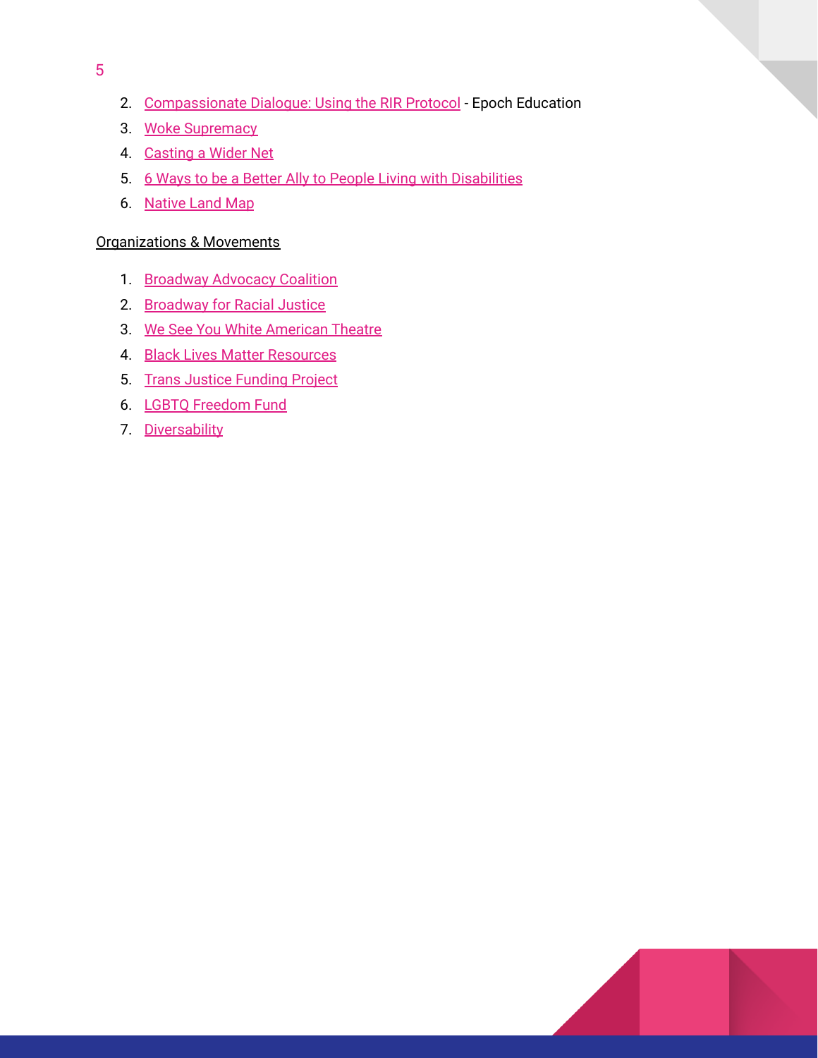2. Compassionate Dialogue: Using the RIR Protocol - Epoch Education
3. Woke Supremacy
4. Casting a Wider Net
5. 6 Ways to be a Better Ally to People Living with Disabilities
6. Native Land Map

Organizations & Movements

1. Broadway Advocacy Coalition
2. Broadway for Racial Justice
3. We See You White American Theatre
4. Black Lives Matter Resources
5. Trans Justice Funding Project
6. LGBTQ Freedom Fund
7. Diversability